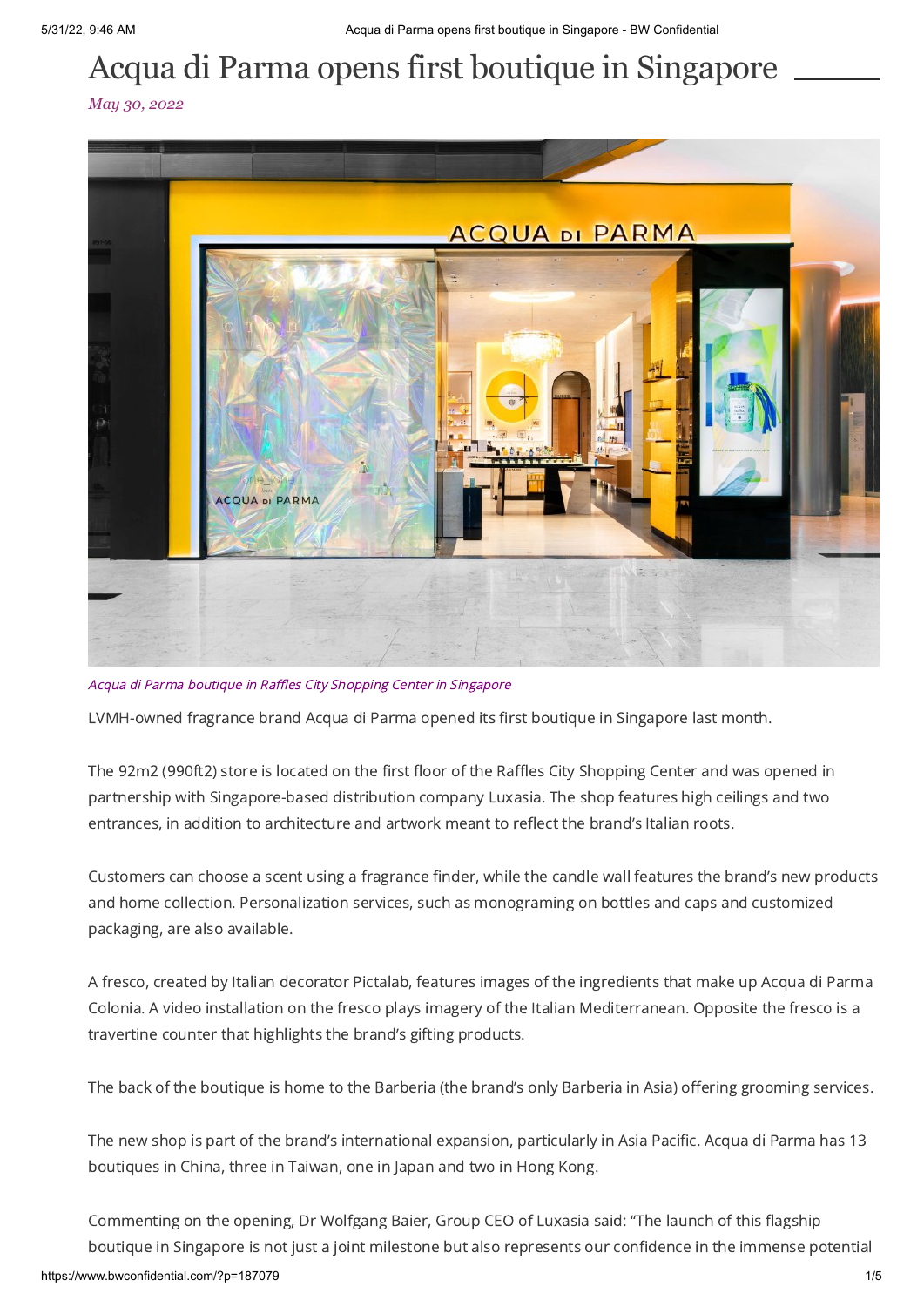# Acqua di Parma opens first boutique in Singapore

*May 30, 2022*

*Acqua di Parma boutique in Raffles City Shopping Center in Singapore*

LVMH-owned fragrance brand Acqua di Parma opened its first boutique in Singapore last month.

The 92m2 (990ft2) store is located on the first floor of the Raffles City Shopping Center and was opened in partnership with Singapore-based distribution company Luxasia. The shop features high ceilings and two entrances, in addition to architecture and artwork meant to reflect the brand's Italian roots.

Customers can choose a scent using a fragrance finder, while the candle wall features the brand's new products and home collection. Personalization services, such as monograming on bottles and caps and customized packaging, are also available.

A fresco, created by Italian decorator Pictalab, features images of the ingredients that make up Acqua di Parma Colonia. A video installation on the fresco plays imagery of the Italian Mediterranean. Opposite the fresco is a travertine counter that highlights the brand's gifting products.

The back of the boutique is home to the Barberia (the brand's only Barberia in Asia) offering grooming services.

The new shop is part of the brand's international expansion, particularly in Asia Pacific. Acqua di Parma has 13 boutiques in China, three in Taiwan, one in Japan and two in Hong Kong.

Commenting on the opening, Dr Wolfgang Baier, Group CEO of Luxasia said: "The launch of this flagship boutique in Singapore is not just a joint milestone but also represents our confidence in the immense potential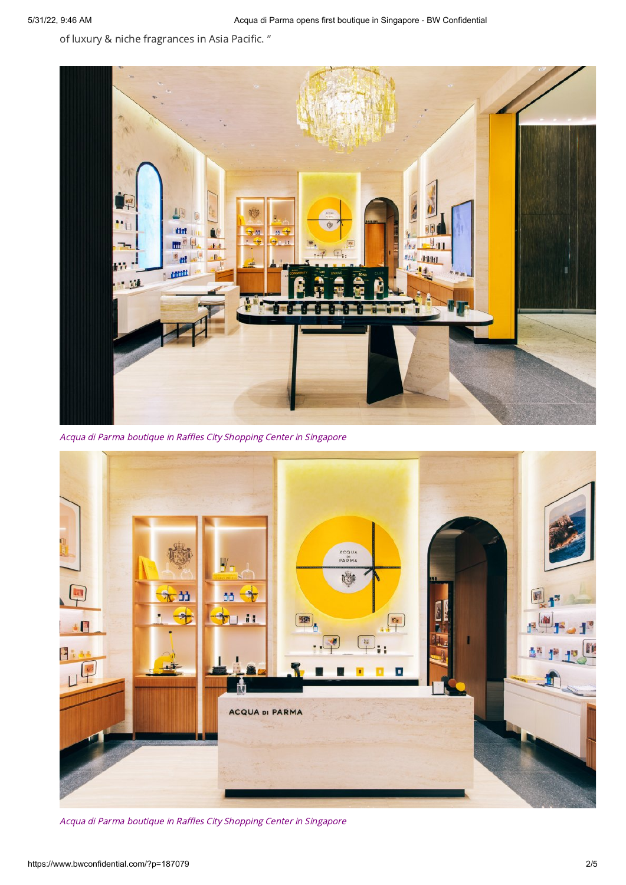of luxury & niche fragrances in Asia Pacific. "

*Acqua di Parma boutique in Raffles City Shopping Center in Singapore*

*Acqua di Parma boutique in Raffles City Shopping Center in Singapore*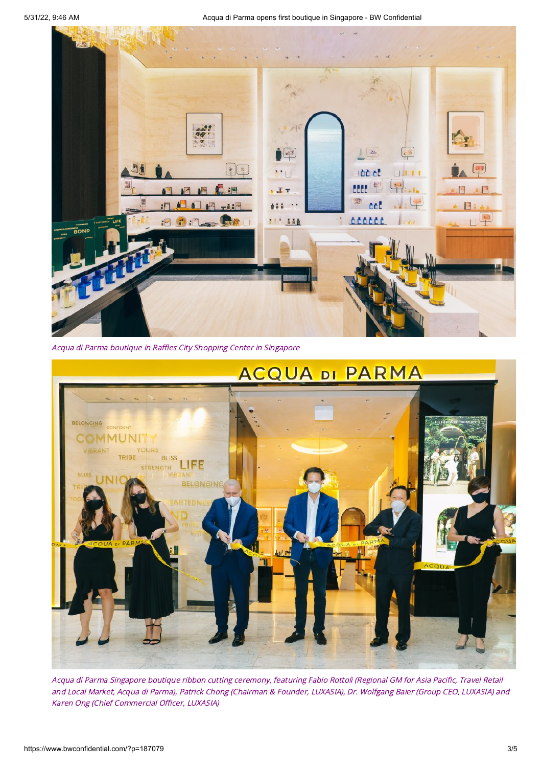*Acqua di Parma boutique in Raffles City Shopping Center in Singapore*

*Acqua di Parma Singapore boutique ribbon cutting ceremony, featuring Fabio Rottoli (Regional GM for Asia Pacific, Travel Retail and Local Market, Acqua di Parma), Patrick Chong (Chairman & Founder, LUXASIA), Dr. Wolfgang Baier (Group CEO, LUXASIA) and Karen Ong (Chief Commercial Officer, LUXASIA)*